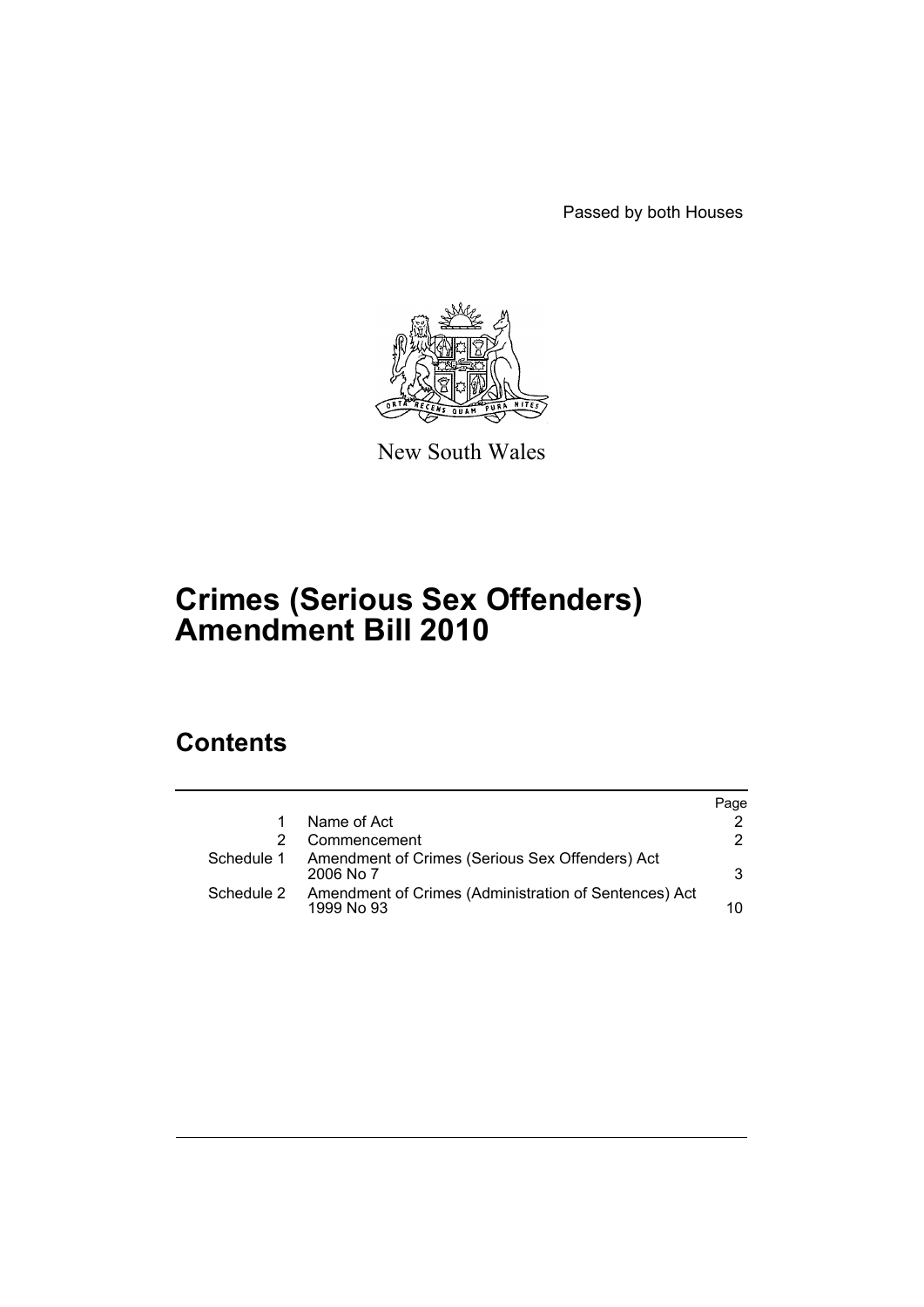Passed by both Houses

New South Wales

# Crimes (Serious Sex Offenders) Amendment Bill 2010

## Contents

| | | Page |
|---|---|---|
| 1 | Name of Act | 2 |
| 2 | Commencement | 2 |
| Schedule 1 | Amendment of Crimes (Serious Sex Offenders) Act 2006 No 7 | 3 |
| Schedule 2 | Amendment of Crimes (Administration of Sentences) Act 1999 No 93 | 10 |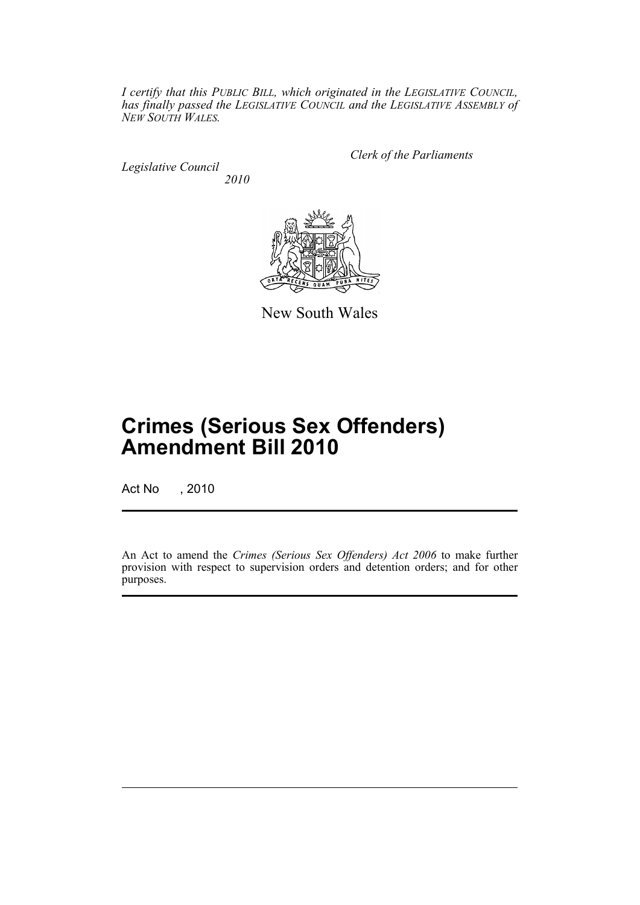*I certify that this PUBLIC BILL, which originated in the LEGISLATIVE COUNCIL, has finally passed the LEGISLATIVE COUNCIL and the LEGISLATIVE ASSEMBLY of NEW SOUTH WALES.*

*Clerk of the Parliaments*

*Legislative Council*

*2010*

New South Wales

# Crimes (Serious Sex Offenders) Amendment Bill 2010

Act No , 2010

An Act to amend the *Crimes (Serious Sex Offenders) Act 2006* to make further provision with respect to supervision orders and detention orders; and for other purposes.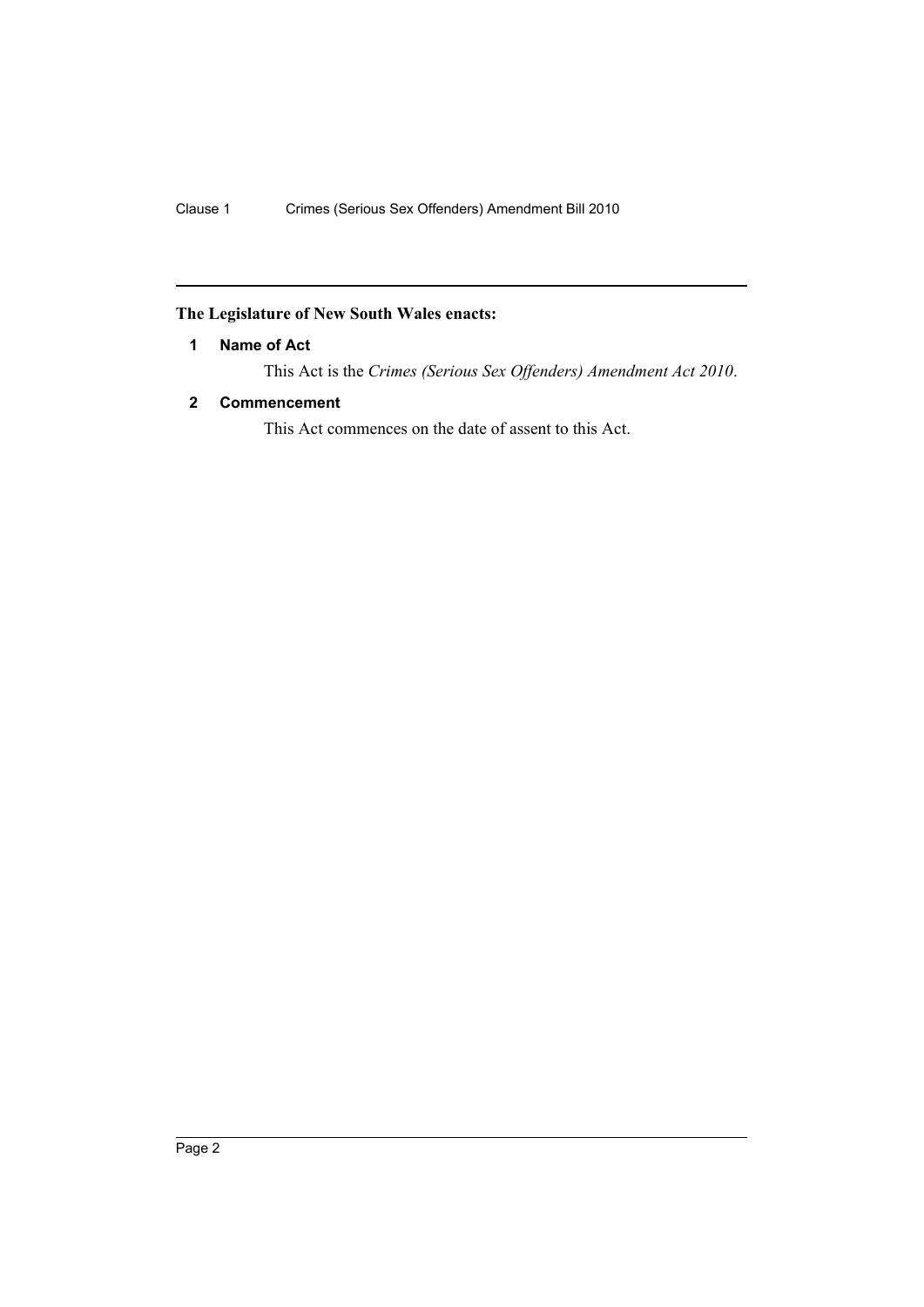**The Legislature of New South Wales enacts:**

**1 Name of Act**

This Act is the *Crimes (Serious Sex Offenders) Amendment Act 2010*.

**2 Commencement**

This Act commences on the date of assent to this Act.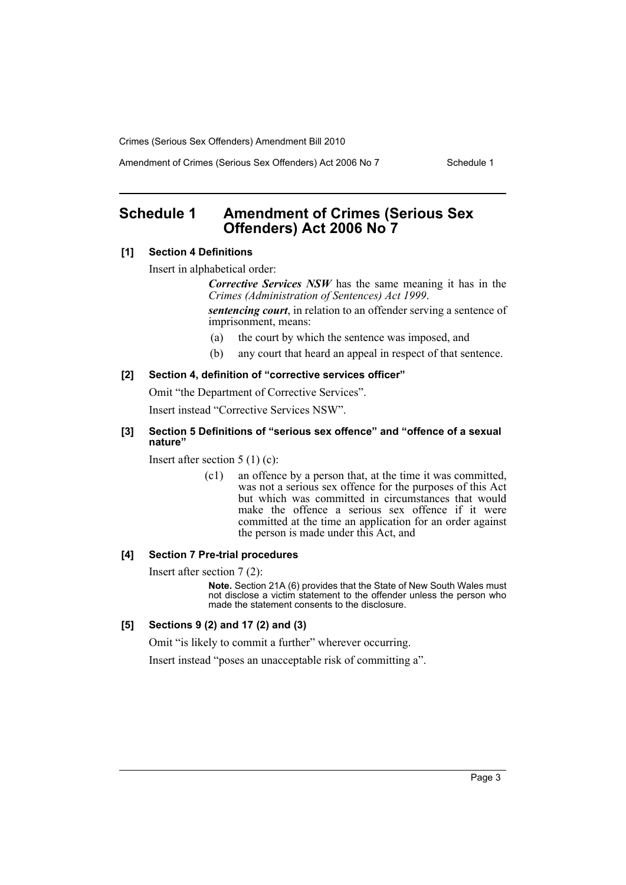## Schedule 1 Amendment of Crimes (Serious Sex Offenders) Act 2006 No 7

**[1] Section 4 Definitions**

Insert in alphabetical order:

> ***Corrective Services NSW*** has the same meaning it has in the *Crimes (Administration of Sentences) Act 1999*.
>
> ***sentencing court***, in relation to an offender serving a sentence of imprisonment, means:
>
> (a) the court by which the sentence was imposed, and
>
> (b) any court that heard an appeal in respect of that sentence.

**[2] Section 4, definition of "corrective services officer"**

Omit "the Department of Corrective Services".

Insert instead "Corrective Services NSW".

**[3] Section 5 Definitions of "serious sex offence" and "offence of a sexual nature"**

Insert after section 5 (1) (c):

> (c1) an offence by a person that, at the time it was committed, was not a serious sex offence for the purposes of this Act but which was committed in circumstances that would make the offence a serious sex offence if it were committed at the time an application for an order against the person is made under this Act, and

**[4] Section 7 Pre-trial procedures**

Insert after section 7 (2):

> **Note.** Section 21A (6) provides that the State of New South Wales must not disclose a victim statement to the offender unless the person who made the statement consents to the disclosure.

**[5] Sections 9 (2) and 17 (2) and (3)**

Omit "is likely to commit a further" wherever occurring.

Insert instead "poses an unacceptable risk of committing a".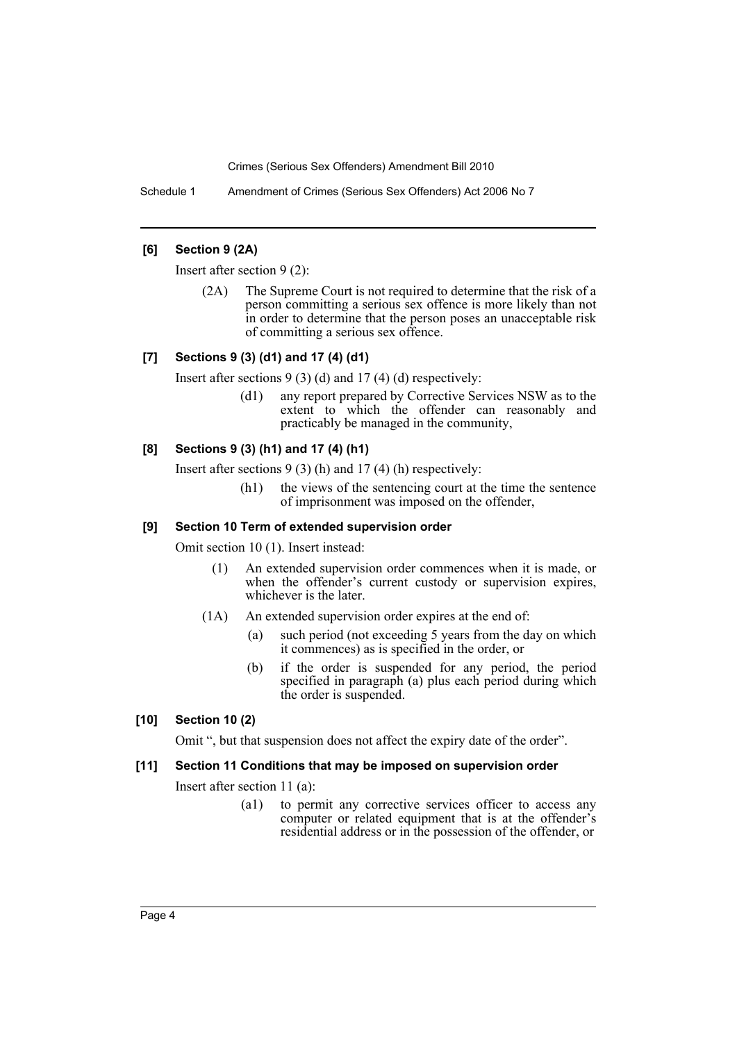### [6] Section 9 (2A)

Insert after section 9 (2):

(2A) The Supreme Court is not required to determine that the risk of a person committing a serious sex offence is more likely than not in order to determine that the person poses an unacceptable risk of committing a serious sex offence.

### [7] Sections 9 (3) (d1) and 17 (4) (d1)

Insert after sections 9 (3) (d) and 17 (4) (d) respectively:

(d1) any report prepared by Corrective Services NSW as to the extent to which the offender can reasonably and practicably be managed in the community,

### [8] Sections 9 (3) (h1) and 17 (4) (h1)

Insert after sections 9 (3) (h) and 17 (4) (h) respectively:

(h1) the views of the sentencing court at the time the sentence of imprisonment was imposed on the offender,

### [9] Section 10 Term of extended supervision order

Omit section 10 (1). Insert instead:

(1) An extended supervision order commences when it is made, or when the offender's current custody or supervision expires, whichever is the later.

(1A) An extended supervision order expires at the end of:

(a) such period (not exceeding 5 years from the day on which it commences) as is specified in the order, or

(b) if the order is suspended for any period, the period specified in paragraph (a) plus each period during which the order is suspended.

### [10] Section 10 (2)

Omit ", but that suspension does not affect the expiry date of the order".

### [11] Section 11 Conditions that may be imposed on supervision order

Insert after section 11 (a):

(a1) to permit any corrective services officer to access any computer or related equipment that is at the offender's residential address or in the possession of the offender, or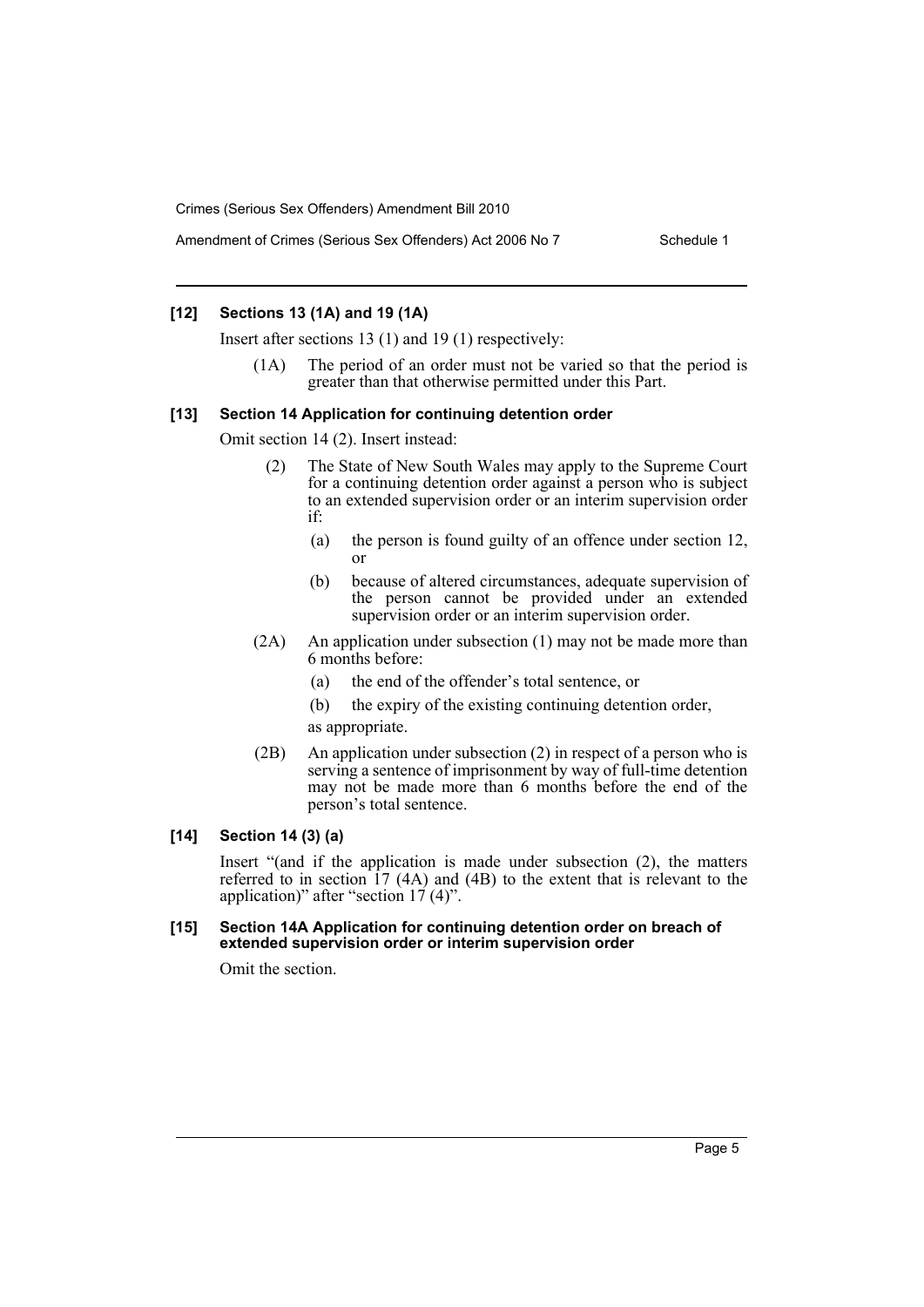### [12] Sections 13 (1A) and 19 (1A)

Insert after sections 13 (1) and 19 (1) respectively:

(1A) The period of an order must not be varied so that the period is greater than that otherwise permitted under this Part.

### [13] Section 14 Application for continuing detention order

Omit section 14 (2). Insert instead:

(2) The State of New South Wales may apply to the Supreme Court for a continuing detention order against a person who is subject to an extended supervision order or an interim supervision order if:

(a) the person is found guilty of an offence under section 12, or

(b) because of altered circumstances, adequate supervision of the person cannot be provided under an extended supervision order or an interim supervision order.

(2A) An application under subsection (1) may not be made more than 6 months before:

(a) the end of the offender's total sentence, or

(b) the expiry of the existing continuing detention order,

as appropriate.

(2B) An application under subsection (2) in respect of a person who is serving a sentence of imprisonment by way of full-time detention may not be made more than 6 months before the end of the person's total sentence.

### [14] Section 14 (3) (a)

Insert "(and if the application is made under subsection (2), the matters referred to in section 17 (4A) and (4B) to the extent that is relevant to the application)" after "section 17 (4)".

### [15] Section 14A Application for continuing detention order on breach of extended supervision order or interim supervision order

Omit the section.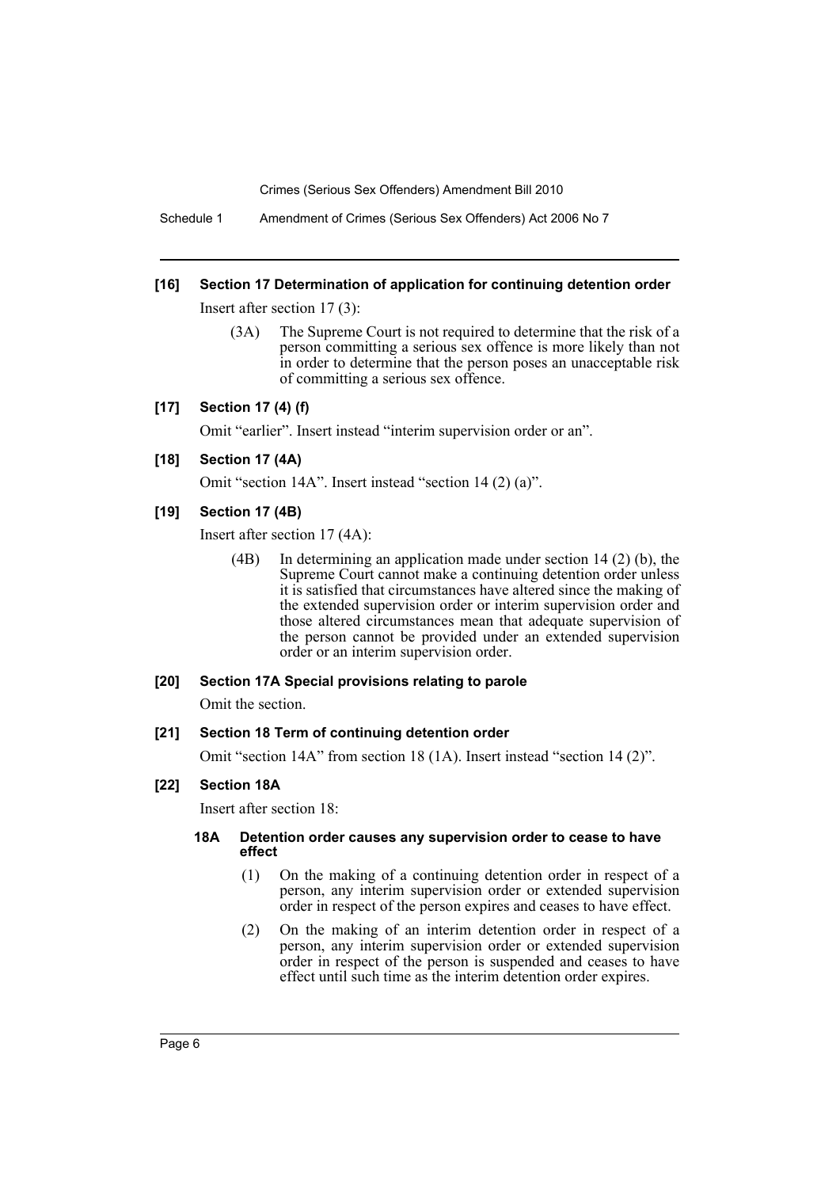**[16] Section 17 Determination of application for continuing detention order**

Insert after section 17 (3):

> (3A) The Supreme Court is not required to determine that the risk of a person committing a serious sex offence is more likely than not in order to determine that the person poses an unacceptable risk of committing a serious sex offence.

**[17] Section 17 (4) (f)**

Omit "earlier". Insert instead "interim supervision order or an".

**[18] Section 17 (4A)**

Omit "section 14A". Insert instead "section 14 (2) (a)".

**[19] Section 17 (4B)**

Insert after section 17 (4A):

> (4B) In determining an application made under section 14 (2) (b), the Supreme Court cannot make a continuing detention order unless it is satisfied that circumstances have altered since the making of the extended supervision order or interim supervision order and those altered circumstances mean that adequate supervision of the person cannot be provided under an extended supervision order or an interim supervision order.

**[20] Section 17A Special provisions relating to parole**

Omit the section.

**[21] Section 18 Term of continuing detention order**

Omit "section 14A" from section 18 (1A). Insert instead "section 14 (2)".

**[22] Section 18A**

Insert after section 18:

> **18A Detention order causes any supervision order to cease to have effect**
>
> (1) On the making of a continuing detention order in respect of a person, any interim supervision order or extended supervision order in respect of the person expires and ceases to have effect.
>
> (2) On the making of an interim detention order in respect of a person, any interim supervision order or extended supervision order in respect of the person is suspended and ceases to have effect until such time as the interim detention order expires.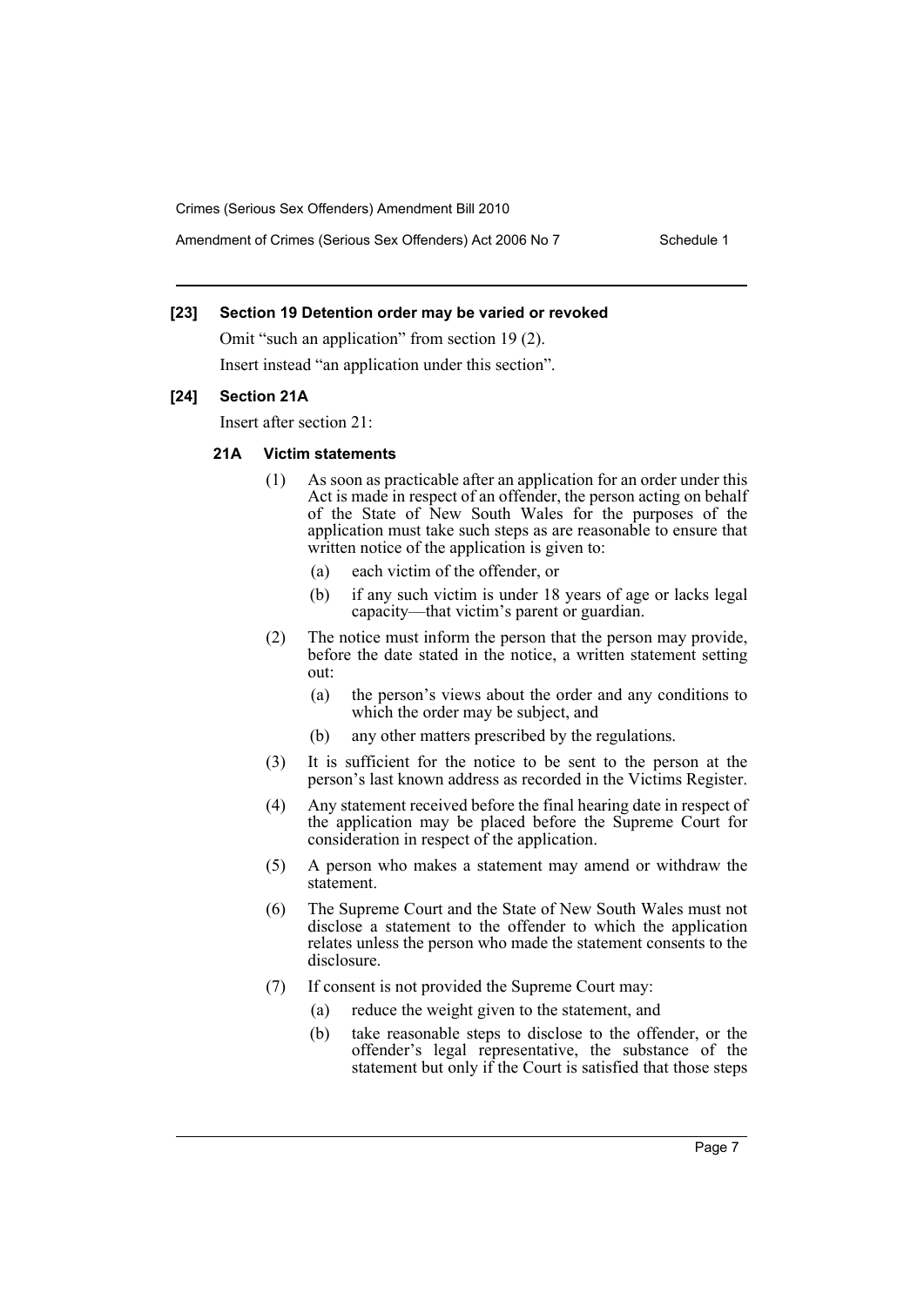### [23] Section 19 Detention order may be varied or revoked

Omit "such an application" from section 19 (2).

Insert instead "an application under this section".

### [24] Section 21A

Insert after section 21:

#### 21A Victim statements

(1) As soon as practicable after an application for an order under this Act is made in respect of an offender, the person acting on behalf of the State of New South Wales for the purposes of the application must take such steps as are reasonable to ensure that written notice of the application is given to:

- (a) each victim of the offender, or
- (b) if any such victim is under 18 years of age or lacks legal capacity—that victim's parent or guardian.

(2) The notice must inform the person that the person may provide, before the date stated in the notice, a written statement setting out:

- (a) the person's views about the order and any conditions to which the order may be subject, and
- (b) any other matters prescribed by the regulations.

(3) It is sufficient for the notice to be sent to the person at the person's last known address as recorded in the Victims Register.

(4) Any statement received before the final hearing date in respect of the application may be placed before the Supreme Court for consideration in respect of the application.

(5) A person who makes a statement may amend or withdraw the statement.

(6) The Supreme Court and the State of New South Wales must not disclose a statement to the offender to which the application relates unless the person who made the statement consents to the disclosure.

(7) If consent is not provided the Supreme Court may:

- (a) reduce the weight given to the statement, and
- (b) take reasonable steps to disclose to the offender, or the offender's legal representative, the substance of the statement but only if the Court is satisfied that those steps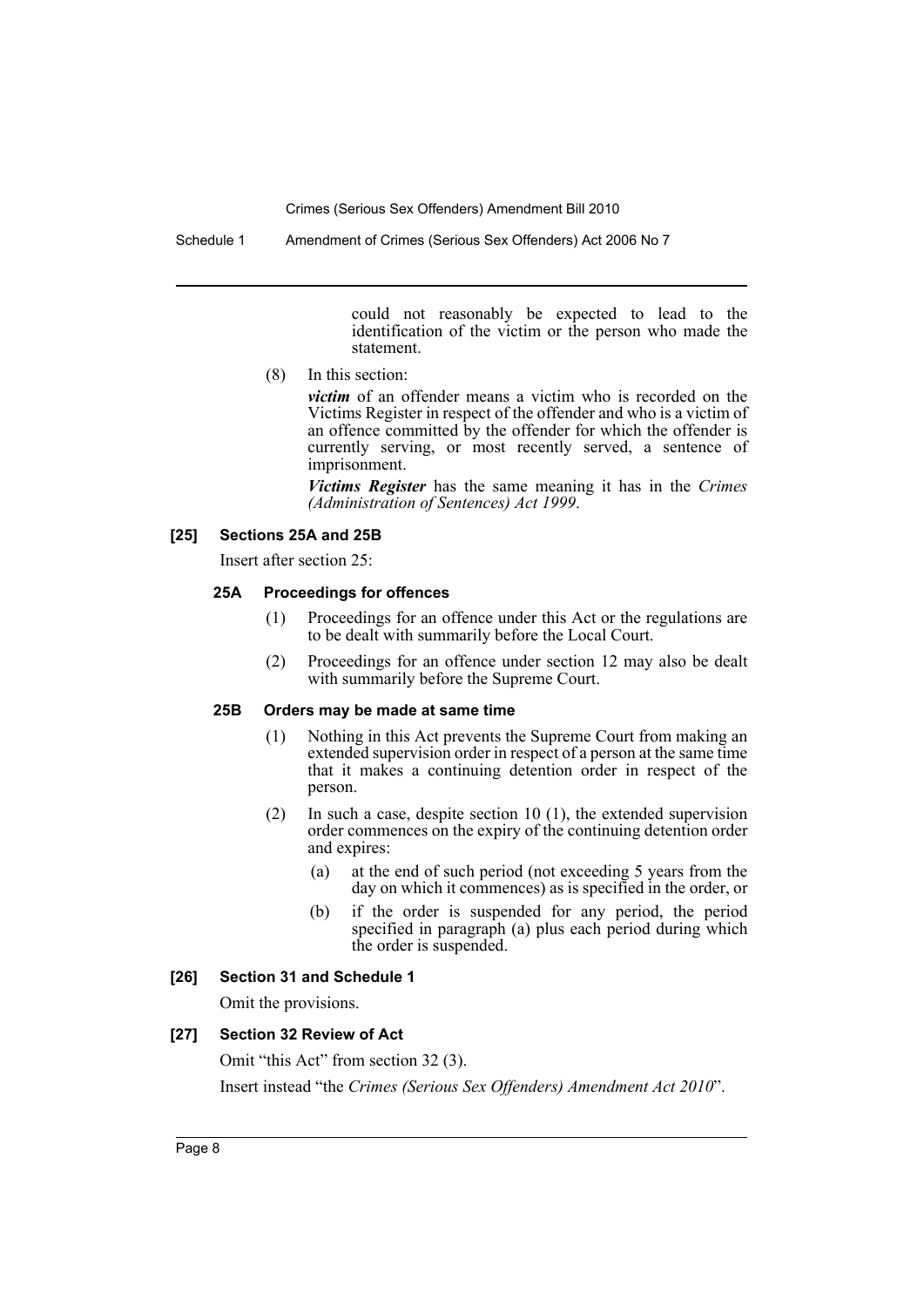could not reasonably be expected to lead to the identification of the victim or the person who made the statement.

(8) In this section:

***victim*** of an offender means a victim who is recorded on the Victims Register in respect of the offender and who is a victim of an offence committed by the offender for which the offender is currently serving, or most recently served, a sentence of imprisonment.

***Victims Register*** has the same meaning it has in the *Crimes (Administration of Sentences) Act 1999*.

### [25] Sections 25A and 25B

Insert after section 25:

#### 25A Proceedings for offences

(1) Proceedings for an offence under this Act or the regulations are to be dealt with summarily before the Local Court.

(2) Proceedings for an offence under section 12 may also be dealt with summarily before the Supreme Court.

#### 25B Orders may be made at same time

(1) Nothing in this Act prevents the Supreme Court from making an extended supervision order in respect of a person at the same time that it makes a continuing detention order in respect of the person.

(2) In such a case, despite section 10 (1), the extended supervision order commences on the expiry of the continuing detention order and expires:

(a) at the end of such period (not exceeding 5 years from the day on which it commences) as is specified in the order, or

(b) if the order is suspended for any period, the period specified in paragraph (a) plus each period during which the order is suspended.

### [26] Section 31 and Schedule 1

Omit the provisions.

### [27] Section 32 Review of Act

Omit "this Act" from section 32 (3).

Insert instead "the *Crimes (Serious Sex Offenders) Amendment Act 2010*".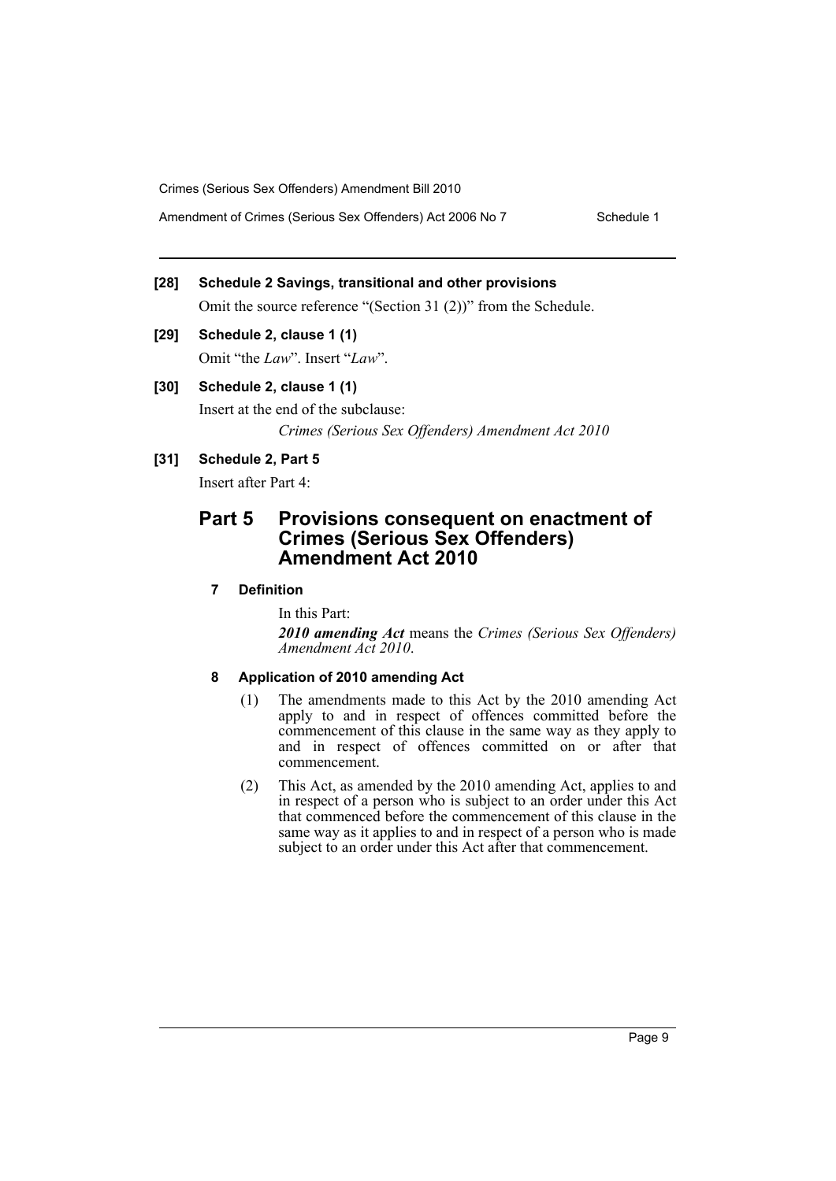**[28] Schedule 2 Savings, transitional and other provisions**

Omit the source reference "(Section 31 (2))" from the Schedule.

**[29] Schedule 2, clause 1 (1)**

Omit "the *Law*". Insert "*Law*".

**[30] Schedule 2, clause 1 (1)**

Insert at the end of the subclause:

*Crimes (Serious Sex Offenders) Amendment Act 2010*

**[31] Schedule 2, Part 5**

Insert after Part 4:

## Part 5 Provisions consequent on enactment of Crimes (Serious Sex Offenders) Amendment Act 2010

### 7 Definition

In this Part:

***2010 amending Act*** means the *Crimes (Serious Sex Offenders) Amendment Act 2010*.

### 8 Application of 2010 amending Act

(1) The amendments made to this Act by the 2010 amending Act apply to and in respect of offences committed before the commencement of this clause in the same way as they apply to and in respect of offences committed on or after that commencement.

(2) This Act, as amended by the 2010 amending Act, applies to and in respect of a person who is subject to an order under this Act that commenced before the commencement of this clause in the same way as it applies to and in respect of a person who is made subject to an order under this Act after that commencement.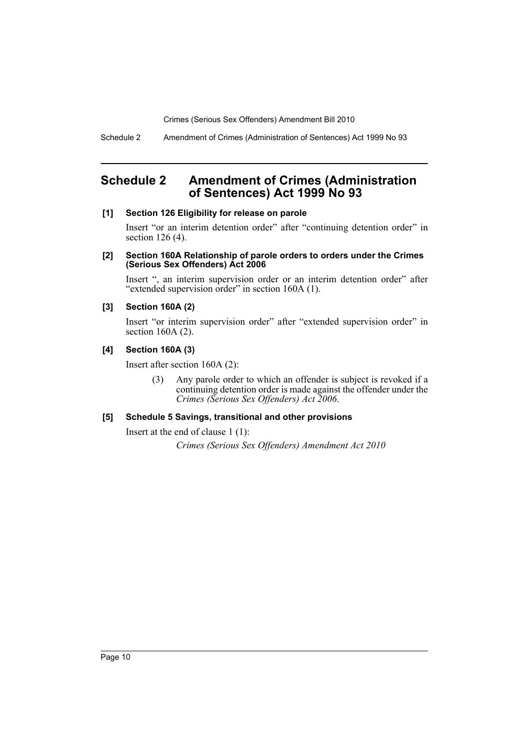## Schedule 2 Amendment of Crimes (Administration of Sentences) Act 1999 No 93

### [1] Section 126 Eligibility for release on parole

Insert "or an interim detention order" after "continuing detention order" in section 126 (4).

### [2] Section 160A Relationship of parole orders to orders under the Crimes (Serious Sex Offenders) Act 2006

Insert ", an interim supervision order or an interim detention order" after "extended supervision order" in section 160A (1).

### [3] Section 160A (2)

Insert "or interim supervision order" after "extended supervision order" in section 160A (2).

### [4] Section 160A (3)

Insert after section 160A (2):

> (3) Any parole order to which an offender is subject is revoked if a continuing detention order is made against the offender under the *Crimes (Serious Sex Offenders) Act 2006*.

### [5] Schedule 5 Savings, transitional and other provisions

Insert at the end of clause 1 (1):

> *Crimes (Serious Sex Offenders) Amendment Act 2010*